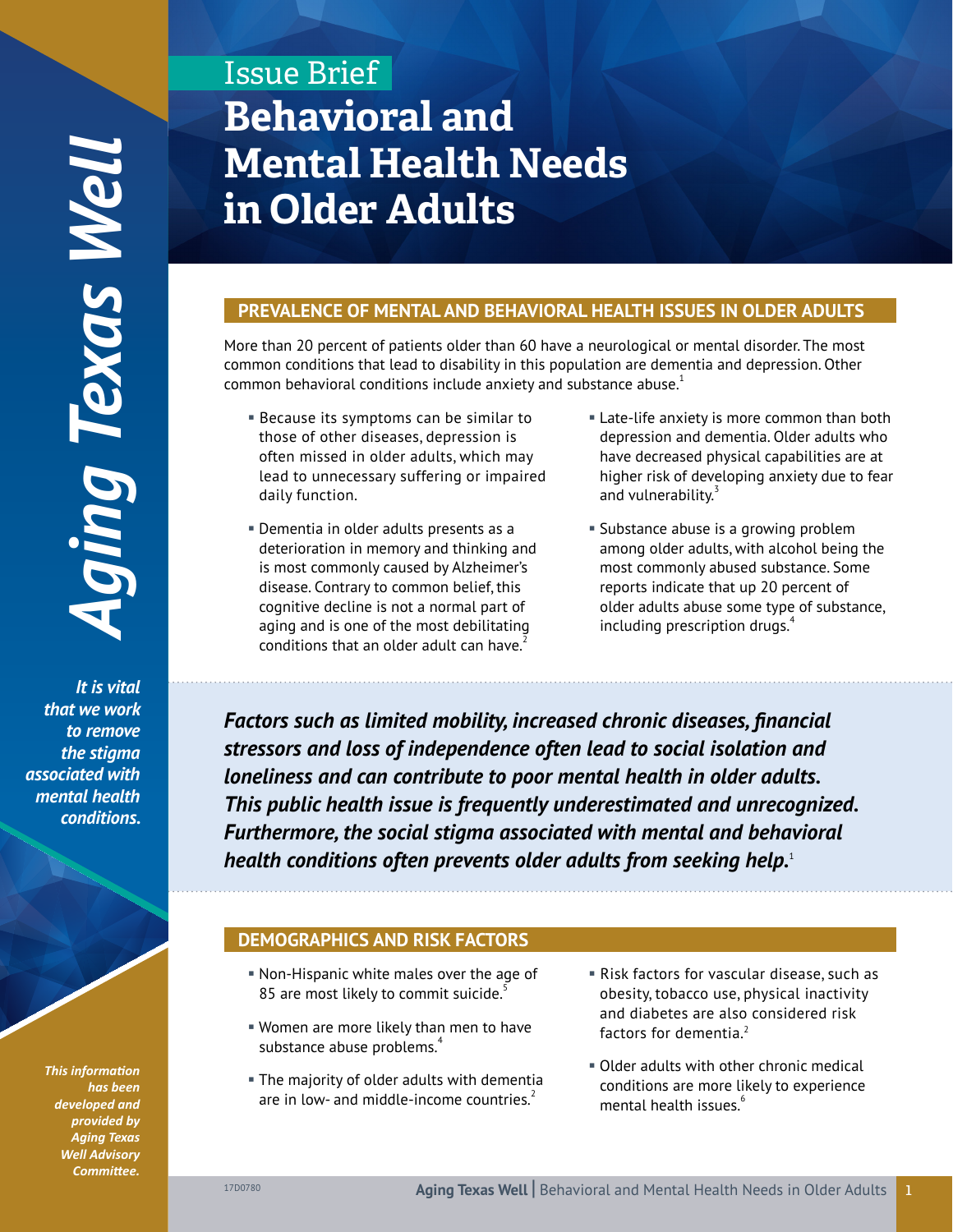Issue Brief

# Behavioral and Mental Health Needs in Older Adults

## PREVALENCE OF MENTAL AND BEHAVIORAL HEALTH ISSUES IN OLDER ADULTS

More than 20 percent of patients older than 60 have a neurological or mental disorder. The most common conditions that lead to disability in this population are dementia and depression. Other common behavioral conditions include anxiety and substance abuse.[1]

- Because its symptoms can be similar to those of other diseases, depression is often missed in older adults, which may lead to unnecessary suffering or impaired daily function.
- Dementia in older adults presents as a deterioration in memory and thinking and is most commonly caused by Alzheimer's disease. Contrary to common belief, this cognitive decline is not a normal part of aging and is one of the most debilitating conditions that an older adult can have.[2]
- Late-life anxiety is more common than both depression and dementia. Older adults who have decreased physical capabilities are at higher risk of developing anxiety due to fear and vulnerability.[3]
- Substance abuse is a growing problem among older adults, with alcohol being the most commonly abused substance. Some reports indicate that up 20 percent of older adults abuse some type of substance, including prescription drugs.[4]

***Factors such as limited mobility, increased chronic diseases, financial stressors and loss of independence often lead to social isolation and loneliness and can contribute to poor mental health in older adults. This public health issue is frequently underestimated and unrecognized. Furthermore, the social stigma associated with mental and behavioral health conditions often prevents older adults from seeking help.***[1]

***It is vital that we work to remove the stigma associated with mental health conditions.***

## DEMOGRAPHICS AND RISK FACTORS

- Non-Hispanic white males over the age of 85 are most likely to commit suicide.[5]
- Women are more likely than men to have substance abuse problems.[4]
- The majority of older adults with dementia are in low- and middle-income countries.[2]
- Risk factors for vascular disease, such as obesity, tobacco use, physical inactivity and diabetes are also considered risk factors for dementia.[2]
- Older adults with other chronic medical conditions are more likely to experience mental health issues.[6]

*This information has been developed and provided by Aging Texas Well Advisory Committee.*

17D0780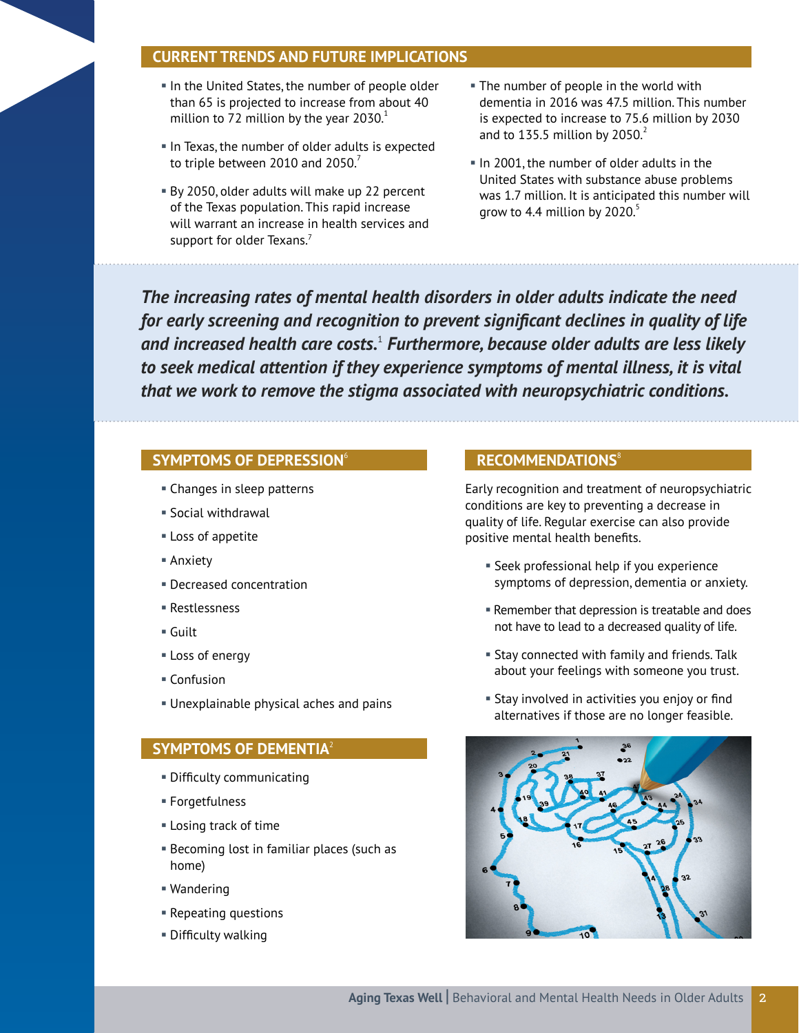## CURRENT TRENDS AND FUTURE IMPLICATIONS

- In the United States, the number of people older than 65 is projected to increase from about 40 million to 72 million by the year 2030.[1]
- In Texas, the number of older adults is expected to triple between 2010 and 2050.[7]
- By 2050, older adults will make up 22 percent of the Texas population. This rapid increase will warrant an increase in health services and support for older Texans.[7]
- The number of people in the world with dementia in 2016 was 47.5 million. This number is expected to increase to 75.6 million by 2030 and to 135.5 million by 2050.[2]
- In 2001, the number of older adults in the United States with substance abuse problems was 1.7 million. It is anticipated this number will grow to 4.4 million by 2020.[5]

***The increasing rates of mental health disorders in older adults indicate the need for early screening and recognition to prevent significant declines in quality of life and increased health care costs.[1] Furthermore, because older adults are less likely to seek medical attention if they experience symptoms of mental illness, it is vital that we work to remove the stigma associated with neuropsychiatric conditions.***

## SYMPTOMS OF DEPRESSION[6]

- Changes in sleep patterns
- Social withdrawal
- Loss of appetite
- Anxiety
- Decreased concentration
- Restlessness
- Guilt
- Loss of energy
- Confusion
- Unexplainable physical aches and pains

## SYMPTOMS OF DEMENTIA[2]

- Difficulty communicating
- Forgetfulness
- Losing track of time
- Becoming lost in familiar places (such as home)
- Wandering
- Repeating questions
- Difficulty walking

## RECOMMENDATIONS[8]

Early recognition and treatment of neuropsychiatric conditions are key to preventing a decrease in quality of life. Regular exercise can also provide positive mental health benefits.

- Seek professional help if you experience symptoms of depression, dementia or anxiety.
- Remember that depression is treatable and does not have to lead to a decreased quality of life.
- Stay connected with family and friends. Talk about your feelings with someone you trust.
- Stay involved in activities you enjoy or find alternatives if those are no longer feasible.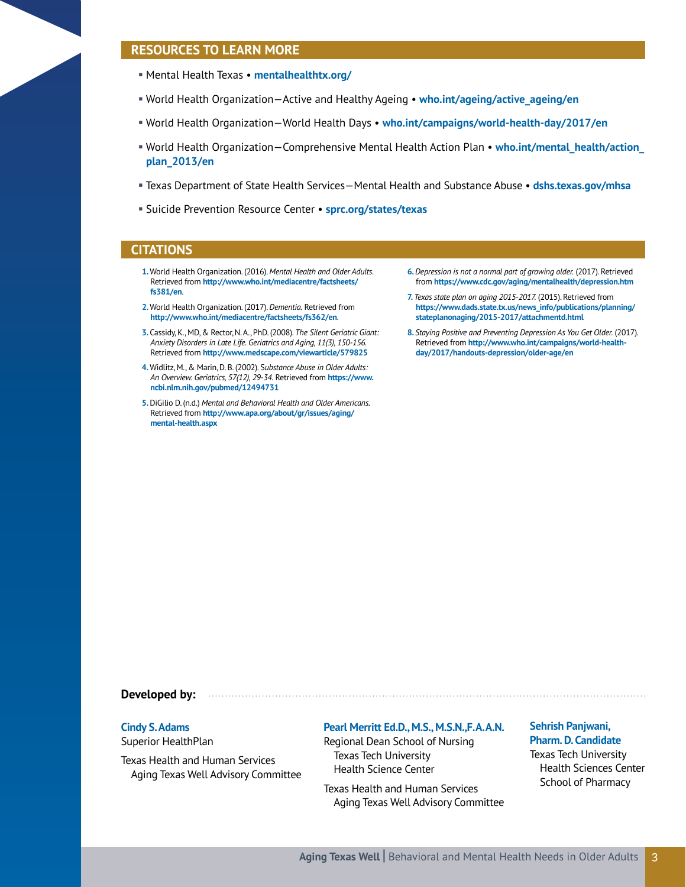## RESOURCES TO LEARN MORE

- Mental Health Texas • **mentalhealthtx.org/**
- World Health Organization—Active and Healthy Ageing • **who.int/ageing/active_ageing/en**
- World Health Organization—World Health Days • **who.int/campaigns/world-health-day/2017/en**
- World Health Organization—Comprehensive Mental Health Action Plan • **who.int/mental_health/action_plan_2013/en**
- Texas Department of State Health Services—Mental Health and Substance Abuse • **dshs.texas.gov/mhsa**
- Suicide Prevention Resource Center • **sprc.org/states/texas**

## CITATIONS

1. World Health Organization. (2016). *Mental Health and Older Adults.* Retrieved from **http://www.who.int/mediacentre/factsheets/fs381/en**.
2. World Health Organization. (2017). *Dementia.* Retrieved from **http://www.who.int/mediacentre/factsheets/fs362/en**.
3. Cassidy, K., MD, & Rector, N. A., PhD. (2008). *The Silent Geriatric Giant: Anxiety Disorders in Late Life. Geriatrics and Aging, 11(3), 150-156.* Retrieved from **http://www.medscape.com/viewarticle/579825**
4. Widlitz, M., & Marin, D. B. (2002). *Substance Abuse in Older Adults: An Overview. Geriatrics, 57(12), 29-34.* Retrieved from **https://www.ncbi.nlm.nih.gov/pubmed/12494731**
5. DiGilio D. (n.d.) *Mental and Behavioral Health and Older Americans.* Retrieved from **http://www.apa.org/about/gr/issues/aging/mental-health.aspx**
6. *Depression is not a normal part of growing older.* (2017). Retrieved from **https://www.cdc.gov/aging/mentalhealth/depression.htm**
7. *Texas state plan on aging 2015-2017.* (2015). Retrieved from **https://www.dads.state.tx.us/news_info/publications/planning/stateplanonaging/2015-2017/attachmentd.html**
8. *Staying Positive and Preventing Depression As You Get Older.* (2017). Retrieved from **http://www.who.int/campaigns/world-health-day/2017/handouts-depression/older-age/en**

**Developed by:**

**Cindy S. Adams**
Superior HealthPlan

Texas Health and Human Services
Aging Texas Well Advisory Committee

**Pearl Merritt Ed.D., M.S., M.S.N.,F.A.A.N.**
Regional Dean School of Nursing
Texas Tech University
Health Science Center

Texas Health and Human Services
Aging Texas Well Advisory Committee

**Sehrish Panjwani, Pharm. D. Candidate**
Texas Tech University
Health Sciences Center
School of Pharmacy